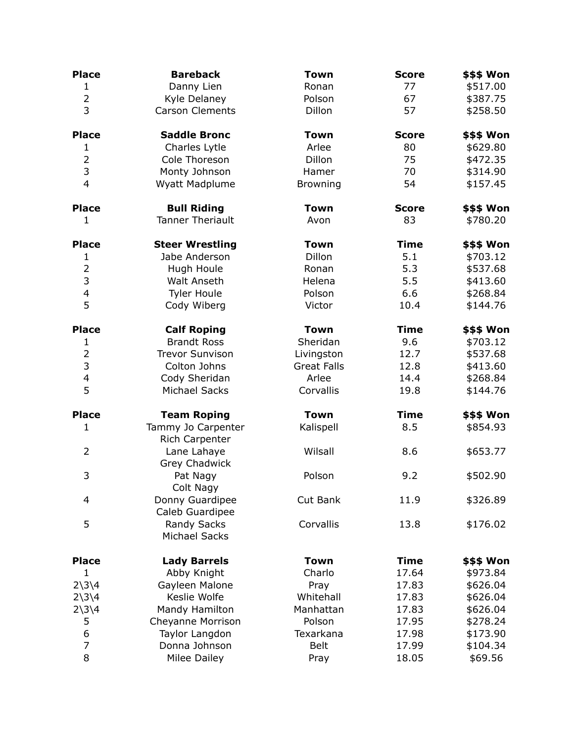| Place | Bareback | Town | Score | $$$ Won |
| --- | --- | --- | --- | --- |
| 1 | Danny Lien | Ronan | 77 | $517.00 |
| 2 | Kyle Delaney | Polson | 67 | $387.75 |
| 3 | Carson Clements | Dillon | 57 | $258.50 |

| Place | Saddle Bronc | Town | Score | $$$ Won |
| --- | --- | --- | --- | --- |
| 1 | Charles Lytle | Arlee | 80 | $629.80 |
| 2 | Cole Thoreson | Dillon | 75 | $472.35 |
| 3 | Monty Johnson | Hamer | 70 | $314.90 |
| 4 | Wyatt Madplume | Browning | 54 | $157.45 |

| Place | Bull Riding | Town | Score | $$$ Won |
| --- | --- | --- | --- | --- |
| 1 | Tanner Theriault | Avon | 83 | $780.20 |

| Place | Steer Wrestling | Town | Time | $$$ Won |
| --- | --- | --- | --- | --- |
| 1 | Jabe Anderson | Dillon | 5.1 | $703.12 |
| 2 | Hugh Houle | Ronan | 5.3 | $537.68 |
| 3 | Walt Anseth | Helena | 5.5 | $413.60 |
| 4 | Tyler Houle | Polson | 6.6 | $268.84 |
| 5 | Cody Wiberg | Victor | 10.4 | $144.76 |

| Place | Calf Roping | Town | Time | $$$ Won |
| --- | --- | --- | --- | --- |
| 1 | Brandt Ross | Sheridan | 9.6 | $703.12 |
| 2 | Trevor Sunvison | Livingston | 12.7 | $537.68 |
| 3 | Colton Johns | Great Falls | 12.8 | $413.60 |
| 4 | Cody Sheridan | Arlee | 14.4 | $268.84 |
| 5 | Michael Sacks | Corvallis | 19.8 | $144.76 |

| Place | Team Roping | Town | Time | $$$ Won |
| --- | --- | --- | --- | --- |
| 1 | Tammy Jo Carpenter<br>Rich Carpenter | Kalispell | 8.5 | $854.93 |
| 2 | Lane Lahaye<br>Grey Chadwick | Wilsall | 8.6 | $653.77 |
| 3 | Pat Nagy<br>Colt Nagy | Polson | 9.2 | $502.90 |
| 4 | Donny Guardipee<br>Caleb Guardipee | Cut Bank | 11.9 | $326.89 |
| 5 | Randy Sacks<br>Michael Sacks | Corvallis | 13.8 | $176.02 |

| Place | Lady Barrels | Town | Time | $$$ Won |
| --- | --- | --- | --- | --- |
| 1 | Abby Knight | Charlo | 17.64 | $973.84 |
| 2\3\4 | Gayleen Malone | Pray | 17.83 | $626.04 |
| 2\3\4 | Keslie Wolfe | Whitehall | 17.83 | $626.04 |
| 2\3\4 | Mandy Hamilton | Manhattan | 17.83 | $626.04 |
| 5 | Cheyanne Morrison | Polson | 17.95 | $278.24 |
| 6 | Taylor Langdon | Texarkana | 17.98 | $173.90 |
| 7 | Donna Johnson | Belt | 17.99 | $104.34 |
| 8 | Milee Dailey | Pray | 18.05 | $69.56 |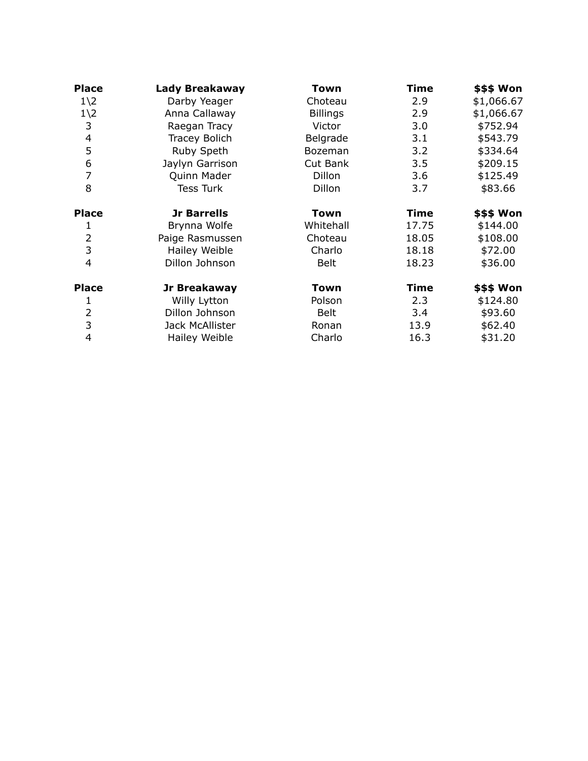| Place | Lady Breakaway | Town | Time | $$$ Won |
|---|---|---|---|---|
| 1\2 | Darby Yeager | Choteau | 2.9 | $1,066.67 |
| 1\2 | Anna Callaway | Billings | 2.9 | $1,066.67 |
| 3 | Raegan Tracy | Victor | 3.0 | $752.94 |
| 4 | Tracey Bolich | Belgrade | 3.1 | $543.79 |
| 5 | Ruby Speth | Bozeman | 3.2 | $334.64 |
| 6 | Jaylyn Garrison | Cut Bank | 3.5 | $209.15 |
| 7 | Quinn Mader | Dillon | 3.6 | $125.49 |
| 8 | Tess Turk | Dillon | 3.7 | $83.66 |

| Place | Jr Barrells | Town | Time | $$$ Won |
|---|---|---|---|---|
| 1 | Brynna Wolfe | Whitehall | 17.75 | $144.00 |
| 2 | Paige Rasmussen | Choteau | 18.05 | $108.00 |
| 3 | Hailey Weible | Charlo | 18.18 | $72.00 |
| 4 | Dillon Johnson | Belt | 18.23 | $36.00 |

| Place | Jr Breakaway | Town | Time | $$$ Won |
|---|---|---|---|---|
| 1 | Willy Lytton | Polson | 2.3 | $124.80 |
| 2 | Dillon Johnson | Belt | 3.4 | $93.60 |
| 3 | Jack McAllister | Ronan | 13.9 | $62.40 |
| 4 | Hailey Weible | Charlo | 16.3 | $31.20 |